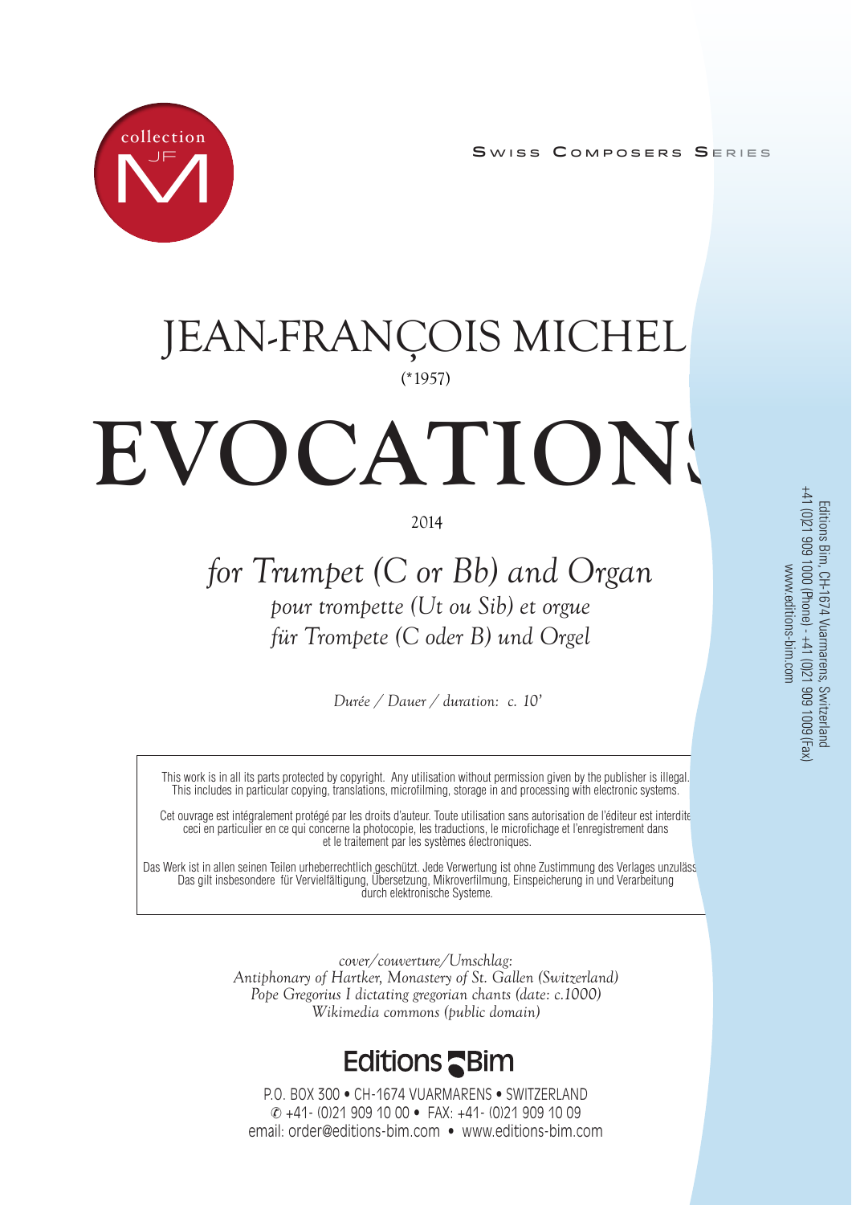collection JF M

SWISS COMPOSERS SERIES

# JEAN-FRANÇOIS MICHEL
(*1957)

# EVOCATIONS

2014

## *for Trumpet (C or Bb) and Organ*

*pour trompette (Ut ou Sib) et orgue*
*für Trompete (C oder B) und Orgel*

*Durée / Dauer / duration: c. 10'*

This work is in all its parts protected by copyright. Any utilisation without permission given by the publisher is illegal. This includes in particular copying, translations, microfilming, storage in and processing with electronic systems.

Cet ouvrage est intégralement protégé par les droits d'auteur. Toute utilisation sans autorisation de l'éditeur est interdite ceci en particulier en ce qui concerne la photocopie, les traductions, le microfichage et l'enregistrement dans et le traitement par les systèmes électroniques.

Das Werk ist in allen seinen Teilen urheberrechtlich geschützt. Jede Verwertung ist ohne Zustimmung des Verlages unzuläss Das gilt insbesondere für Vervielfältigung, Übersetzung, Mikroverfilmung, Einspeicherung in und Verarbeitung durch elektronische Systeme.

*cover/couverture/Umschlag:*
*Antiphonary of Hartker, Monastery of St. Gallen (Switzerland)*
*Pope Gregorius I dictating gregorian chants (date: c.1000)*
*Wikimedia commons (public domain)*

**Editions Bim**

P.O. BOX 300 • CH-1674 VUARMARENS • SWITZERLAND
✆ +41- (0)21 909 10 00 • FAX: +41- (0)21 909 10 09
email: order@editions-bim.com • www.editions-bim.com

Editions Bim, CH-1674 Vuarmarens, Switzerland
+41 (0)21 909 1000 (Phone) - +41 (0)21 909 1009 (Fax)
www.editions-bim.com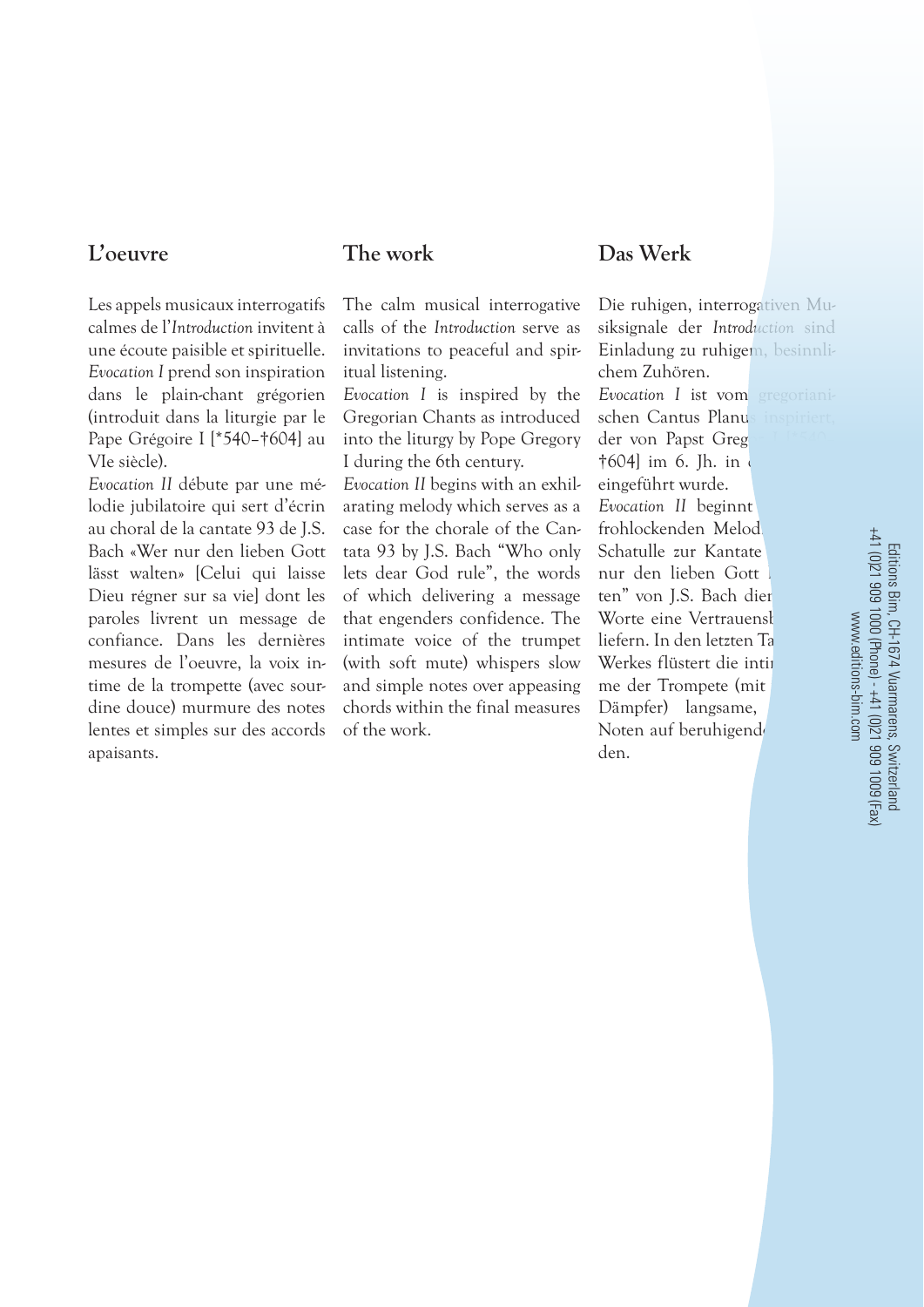## L'oeuvre

Les appels musicaux interrogatifs calmes de l'*Introduction* invitent à une écoute paisible et spirituelle. *Evocation I* prend son inspiration dans le plain-chant grégorien (introduit dans la liturgie par le Pape Grégoire I [*540–†604] au VIe siècle).
*Evocation II* débute par une mélodie jubilatoire qui sert d'écrin au choral de la cantate 93 de J.S. Bach «Wer nur den lieben Gott lässt walten» [Celui qui laisse Dieu régner sur sa vie] dont les paroles livrent un message de confiance. Dans les dernières mesures de l'oeuvre, la voix intime de la trompette (avec sourdine douce) murmure des notes lentes et simples sur des accords apaisants.

## The work

The calm musical interrogative calls of the *Introduction* serve as invitations to peaceful and spiritual listening.
*Evocation I* is inspired by the Gregorian Chants as introduced into the liturgy by Pope Gregory I during the 6th century.
*Evocation II* begins with an exhilarating melody which serves as a case for the chorale of the Cantata 93 by J.S. Bach "Who only lets dear God rule", the words of which delivering a message that engenders confidence. The intimate voice of the trumpet (with soft mute) whispers slow and simple notes over appeasing chords within the final measures of the work.

## Das Werk

Die ruhigen, interrogativen Musiksignale der *Introduction* sind Einladung zu ruhigem, besinnlichem Zuhören.
*Evocation I* ist vom gregorianischen Cantus Planus inspiriert, der von Papst Greg[...] †604] im 6. Jh. in [...] eingeführt wurde.
*Evocation II* beginnt [...] frohlockenden Melod[...] Schatulle zur Kantate [...] nur den lieben Gott [...] ten" von J.S. Bach dien[...] Worte eine Vertrauensb[...] liefern. In den letzten Ta[...] Werkes flüstert die inti[...] me der Trompete (mit [...] Dämpfer) langsame, [...] Noten auf beruhigend[...] den.

Editions Bim, CH-1674 Vuarmarens, Switzerland
+41 (0)21 909 1000 (Phone) - +41 (0)21 909 1009 (Fax)
www.editions-bim.com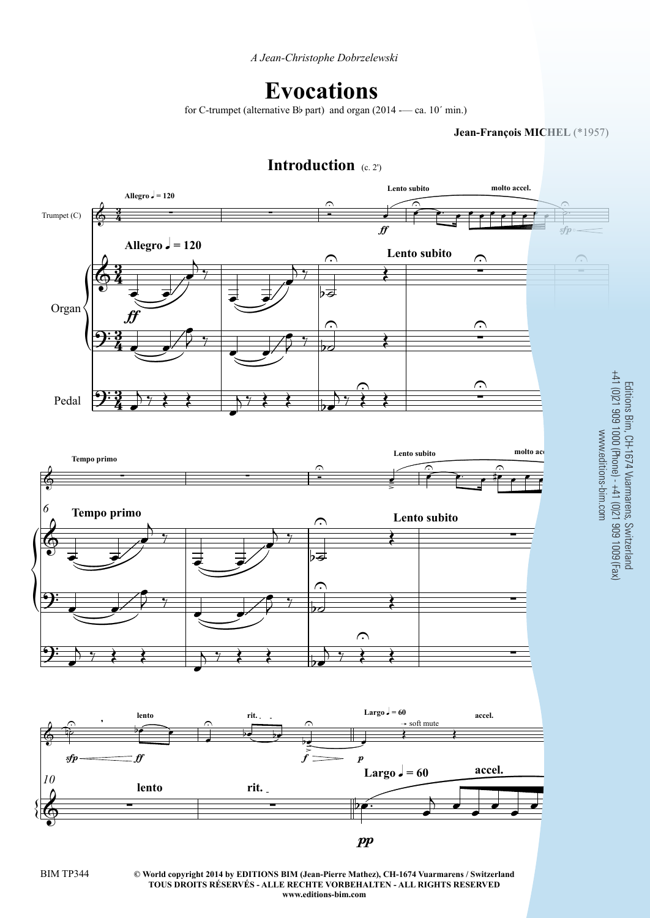*A Jean-Christophe Dobrzelewski*

# Evocations

for C-trumpet (alternative B♭ part) and organ (2014 -— ca. 10´ min.)

**Jean-François MICHEL** (*1957)

## Introduction (c. 2')

Editions Bim, CH-1674 Vuarmarens, Switzerland
+41 (0)21 909 1000 (Phone) - +41 (0)21 909 1009 (Fax)
www.editions-bim.com

BIM TP344

**© World copyright 2014 by EDITIONS BIM (Jean-Pierre Mathez), CH-1674 Vuarmarens / Switzerland**
**TOUS DROITS RÉSERVÉS - ALLE RECHTE VORBEHALTEN - ALL RIGHTS RESERVED**
**www.editions-bim.com**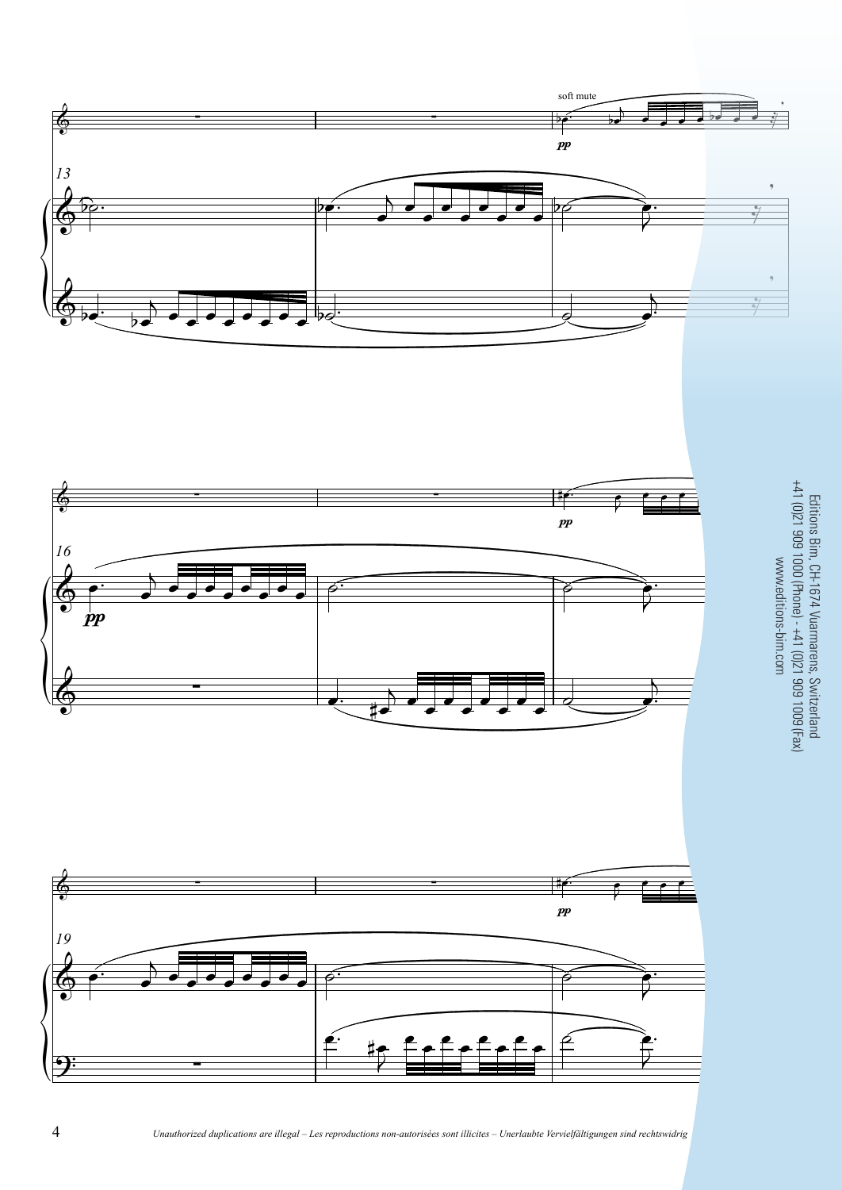soft mute

*pp*

13

*pp*

16

*pp*

*pp*

19

Editions Bim, CH-1674 Vuarmarens, Switzerland
+41 (0)21 909 1000 (Phone) - +41 (0)21 909 1009 (Fax)
www.editions-bim.com

*Unauthorized duplications are illegal – Les reproductions non-autorisées sont illicites – Unerlaubte Vervielfältigungen sind rechtswidrig*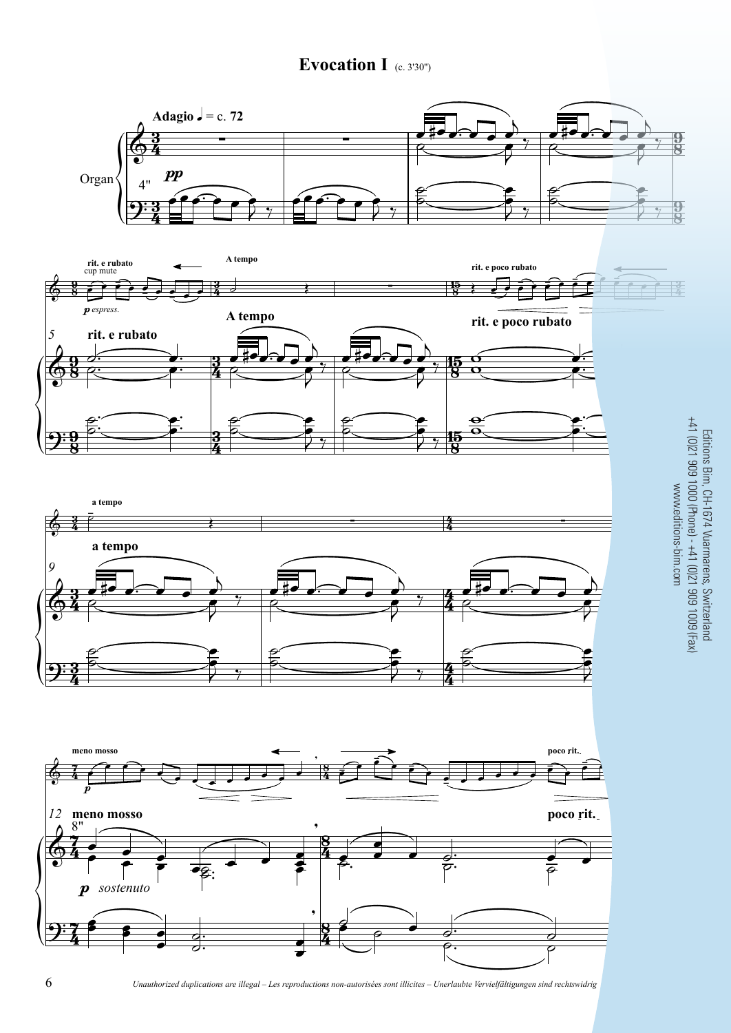# Evocation I (c. 3'30")

Editions Bim, CH-1674 Vuarmarens, Switzerland
+41 (0)21 909 1000 (Phone) - +41 (0)21 909 1009 (Fax)
www.editions-bim.com

*Unauthorized duplications are illegal – Les reproductions non-autorisées sont illicites – Unerlaubte Vervielfältigungen sind rechtswidrig*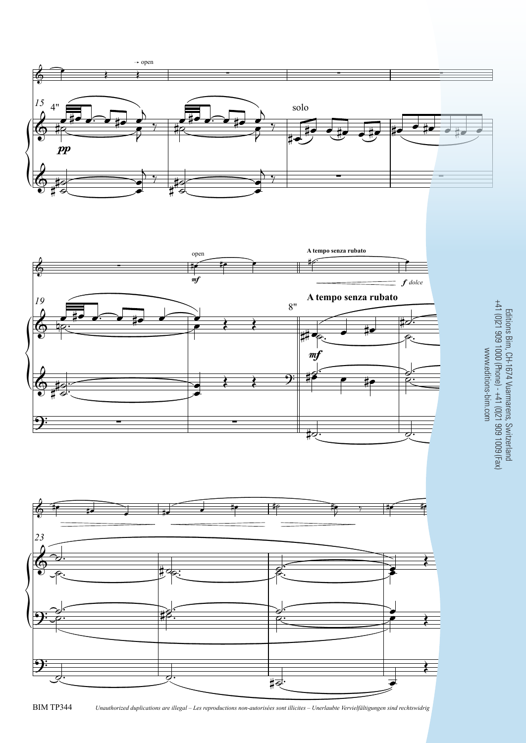→ open

15 4"

*pp*

solo

open

*mf*

**A tempo senza rubato**

*f dolce*

19

8"

**A tempo senza rubato**

*mf*

23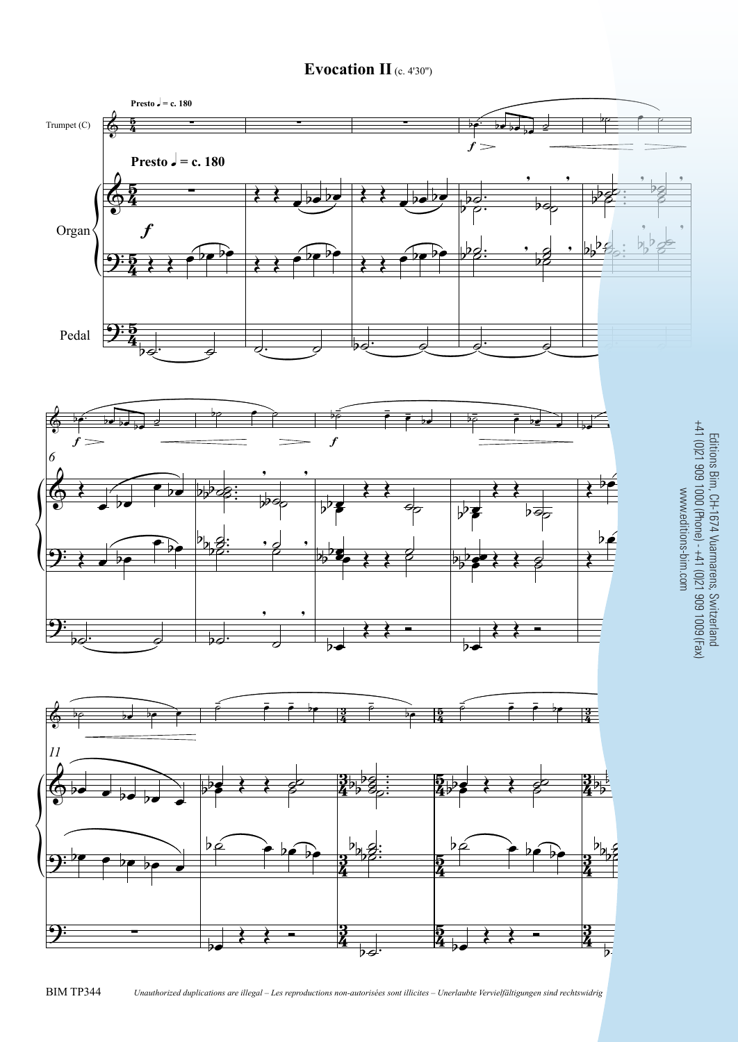# Evocation II (c. 4'30")

Presto ♩ = c. 180

Trumpet (C)

Organ

Pedal

Editions Bim, CH-1674 Vuarmarens, Switzerland
+41 (0)21 909 1000 (Phone) - +41 (0)21 909 1009 (Fax)
www.editions-bim.com

BIM TP344 *Unauthorized duplications are illegal – Les reproductions non-autorisées sont illicites – Unerlaubte Vervielfältigungen sind rechtswidrig*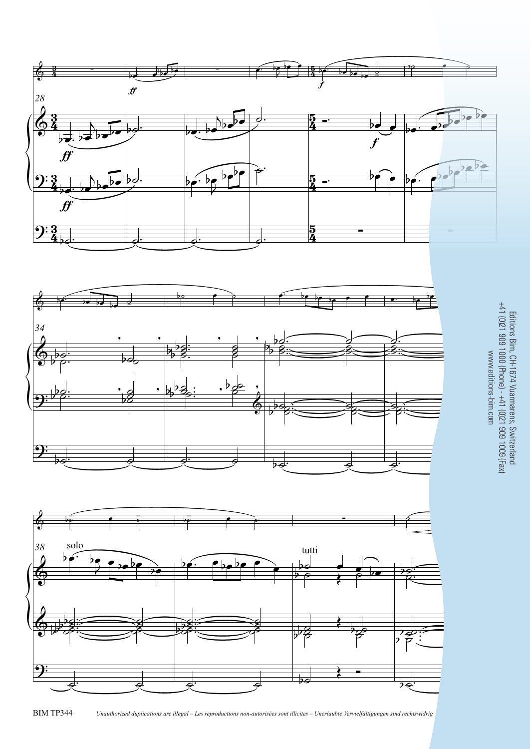Editions Bim, CH-1674 Vuarmarens, Switzerland
+41 (0)21 909 1000 (Phone) - +41 (0)21 909 1009 (Fax)
www.editions-bim.com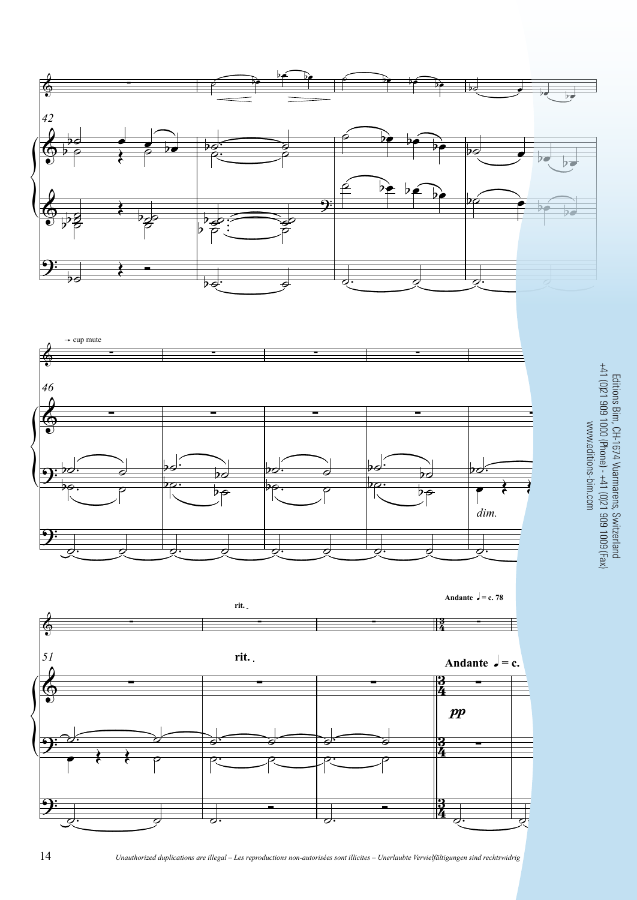→ cup mute

rit.

**Andante** ♩ = c. 78

*dim.*

*pp*

Editions Bim, CH-1674 Vuarmarens, Switzerland
+41 (0)21 909 1000 (Phone) - +41 (0)21 909 1009 (Fax)
www.editions-bim.com

*Unauthorized duplications are illegal – Les reproductions non-autorisées sont illicites – Unerlaubte Vervielfältigungen sind rechtswidrig*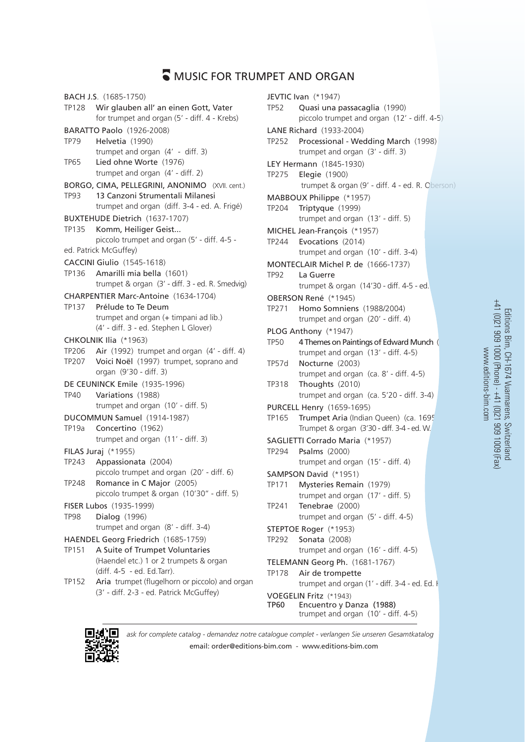# MUSIC FOR TRUMPET AND ORGAN

**BACH J.S.** (1685-1750)

TP128 **Wir glauben all' an einen Gott, Vater**
for trumpet and organ (5' - diff. 4 - Krebs)

**BARATTO Paolo** (1926-2008)

TP79 **Helvetia** (1990)
trumpet and organ (4' - diff. 3)

TP65 **Lied ohne Worte** (1976)
trumpet and organ (4' - diff. 2)

**BORGO, CIMA, PELLEGRINI, ANONIMO** (XVII. cent.)

TP93 **13 Canzoni Strumentali Milanesi**
trumpet and organ (diff. 3-4 - ed. A. Frigé)

**BUXTEHUDE Dietrich** (1637-1707)

TP135 **Komm, Heiliger Geist...**
piccolo trumpet and organ (5' - diff. 4-5 - ed. Patrick McGuffey)

**CACCINI Giulio** (1545-1618)

TP136 **Amarilli mia bella** (1601)
trumpet & organ (3' - diff. 3 - ed. R. Smedvig)

**CHARPENTIER Marc-Antoine** (1634-1704)

TP137 **Prélude to Te Deum**
trumpet and organ (+ timpani ad lib.)
(4' - diff. 3 - ed. Stephen L Glover)

**CHKOLNIK Ilia** (*1963)

TP206 **Air** (1992) trumpet and organ (4' - diff. 4)

TP207 **Voici Noël** (1997) trumpet, soprano and organ (9'30 - diff. 3)

**DE CEUNINCK Emile** (1935-1996)

TP40 **Variations** (1988)
trumpet and organ (10' - diff. 5)

**DUCOMMUN Samuel** (1914-1987)

TP19a **Concertino** (1962)
trumpet and organ (11' - diff. 3)

**FILAS Juraj** (*1955)

TP243 **Appassionata** (2004)
piccolo trumpet and organ (20' - diff. 6)

TP248 **Romance in C Major** (2005)
piccolo trumpet & organ (10'30" - diff. 5)

**FISER Lubos** (1935-1999)

TP98 **Dialog** (1996)
trumpet and organ (8' - diff. 3-4)

**HAENDEL Georg Friedrich** (1685-1759)

TP151 **A Suite of Trumpet Voluntaries**
(Haendel etc.) 1 or 2 trumpets & organ
(diff. 4-5 - ed. Ed.Tarr).

TP152 **Aria** trumpet (flugelhorn or piccolo) and organ
(3' - diff. 2-3 - ed. Patrick McGuffey)

**JEVTIC Ivan** (*1947)

TP52 **Quasi una passacaglia** (1990)
piccolo trumpet and organ (12' - diff. 4-5)

**LANE Richard** (1933-2004)

TP252 **Processional - Wedding March** (1998)
trumpet and organ (3' - diff. 3)

**LEY Hermann** (1845-1930)

TP275 **Elegie** (1900)
trumpet & organ (9' - diff. 4 - ed. R. Oberson)

**MABBOUX Philippe** (*1957)

TP204 **Triptyque** (1999)
trumpet and organ (13' - diff. 5)

**MICHEL Jean-François** (*1957)

TP244 **Evocations** (2014)
trumpet and organ (10' - diff. 3-4)

**MONTECLAIR Michel P. de** (1666-1737)

TP92 **La Guerre**
trumpet & organ (14'30 - diff. 4-5 - ed.

**OBERSON René** (*1945)

TP271 **Homo Somniens** (1988/2004)
trumpet and organ (20' - diff. 4)

**PLOG Anthony** (*1947)

TP50 **4 Themes on Paintings of Edward Munch** (
trumpet and organ (13' - diff. 4-5)

TP57d **Nocturne** (2003)
trumpet and organ (ca. 8' - diff. 4-5)

TP318 **Thoughts** (2010)
trumpet and organ (ca. 5'20 - diff. 3-4)

**PURCELL Henry** (1659-1695)

TP165 **Trumpet Aria** (Indian Queen) (ca. 1695
Trumpet & organ (3'30 - diff. 3-4 - ed. W.

**SAGLIETTI Corrado Maria** (*1957)

TP294 **Psalms** (2000)
trumpet and organ (15' - diff. 4)

**SAMPSON David** (*1951)

TP171 **Mysteries Remain** (1979)
trumpet and organ (17' - diff. 5)

TP241 **Tenebrae** (2000)
trumpet and organ (5' - diff. 4-5)

**STEPTOE Roger** (*1953)

TP292 **Sonata** (2008)
trumpet and organ (16' - diff. 4-5)

**TELEMANN Georg Ph.** (1681-1767)

TP178 **Air de trompette**
trumpet and organ (1' - diff. 3-4 - ed. Ed. 

**VOEGELIN Fritz** (*1943)

**TP60** **Encuentro y Danza (1988)**
trumpet and organ (10' - diff. 4-5)

Editions Bim, CH-1674 Vuarmarens, Switzerland
+41 (0)21 909 1000 (Phone) - +41 (0)21 909 1009 (Fax)
www.editions-bim.com

*ask for complete catalog - demandez notre catalogue complet - verlangen Sie unseren Gesamtkatalog*

email: order@editions-bim.com - www.editions-bim.com